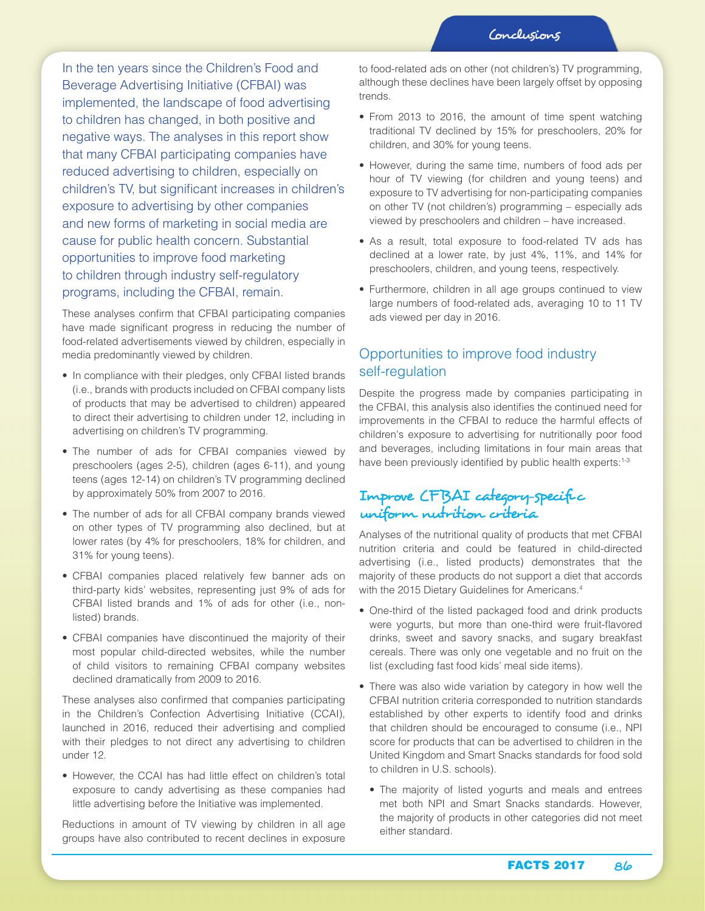# Conclusions

In the ten years since the Children's Food and Beverage Advertising Initiative (CFBAI) was implemented, the landscape of food advertising to children has changed, in both positive and negative ways. The analyses in this report show that many CFBAI participating companies have reduced advertising to children, especially on children's TV, but significant increases in children's exposure to advertising by other companies and new forms of marketing in social media are cause for public health concern. Substantial opportunities to improve food marketing to children through industry self-regulatory programs, including the CFBAI, remain.

These analyses confirm that CFBAI participating companies have made significant progress in reducing the number of food-related advertisements viewed by children, especially in media predominantly viewed by children.

- In compliance with their pledges, only CFBAI listed brands (i.e., brands with products included on CFBAI company lists of products that may be advertised to children) appeared to direct their advertising to children under 12, including in advertising on children's TV programming.
- The number of ads for CFBAI companies viewed by preschoolers (ages 2-5), children (ages 6-11), and young teens (ages 12-14) on children's TV programming declined by approximately 50% from 2007 to 2016.
- The number of ads for all CFBAI company brands viewed on other types of TV programming also declined, but at lower rates (by 4% for preschoolers, 18% for children, and 31% for young teens).
- CFBAI companies placed relatively few banner ads on third-party kids' websites, representing just 9% of ads for CFBAI listed brands and 1% of ads for other (i.e., non-listed) brands.
- CFBAI companies have discontinued the majority of their most popular child-directed websites, while the number of child visitors to remaining CFBAI company websites declined dramatically from 2009 to 2016.

These analyses also confirmed that companies participating in the Children's Confection Advertising Initiative (CCAI), launched in 2016, reduced their advertising and complied with their pledges to not direct any advertising to children under 12.

- However, the CCAI has had little effect on children's total exposure to candy advertising as these companies had little advertising before the Initiative was implemented.

Reductions in amount of TV viewing by children in all age groups have also contributed to recent declines in exposure to food-related ads on other (not children's) TV programming, although these declines have been largely offset by opposing trends.

- From 2013 to 2016, the amount of time spent watching traditional TV declined by 15% for preschoolers, 20% for children, and 30% for young teens.
- However, during the same time, numbers of food ads per hour of TV viewing (for children and young teens) and exposure to TV advertising for non-participating companies on other TV (not children's) programming – especially ads viewed by preschoolers and children – have increased.
- As a result, total exposure to food-related TV ads has declined at a lower rate, by just 4%, 11%, and 14% for preschoolers, children, and young teens, respectively.
- Furthermore, children in all age groups continued to view large numbers of food-related ads, averaging 10 to 11 TV ads viewed per day in 2016.

## Opportunities to improve food industry self-regulation

Despite the progress made by companies participating in the CFBAI, this analysis also identifies the continued need for improvements in the CFBAI to reduce the harmful effects of children's exposure to advertising for nutritionally poor food and beverages, including limitations in four main areas that have been previously identified by public health experts:[1-3]

### Improve CFBAI category-specific uniform nutrition criteria

Analyses of the nutritional quality of products that met CFBAI nutrition criteria and could be featured in child-directed advertising (i.e., listed products) demonstrates that the majority of these products do not support a diet that accords with the 2015 Dietary Guidelines for Americans.[4]

- One-third of the listed packaged food and drink products were yogurts, but more than one-third were fruit-flavored drinks, sweet and savory snacks, and sugary breakfast cereals. There was only one vegetable and no fruit on the list (excluding fast food kids' meal side items).
- There was also wide variation by category in how well the CFBAI nutrition criteria corresponded to nutrition standards established by other experts to identify food and drinks that children should be encouraged to consume (i.e., NPI score for products that can be advertised to children in the United Kingdom and Smart Snacks standards for food sold to children in U.S. schools).
  - The majority of listed yogurts and meals and entrees met both NPI and Smart Snacks standards. However, the majority of products in other categories did not meet either standard.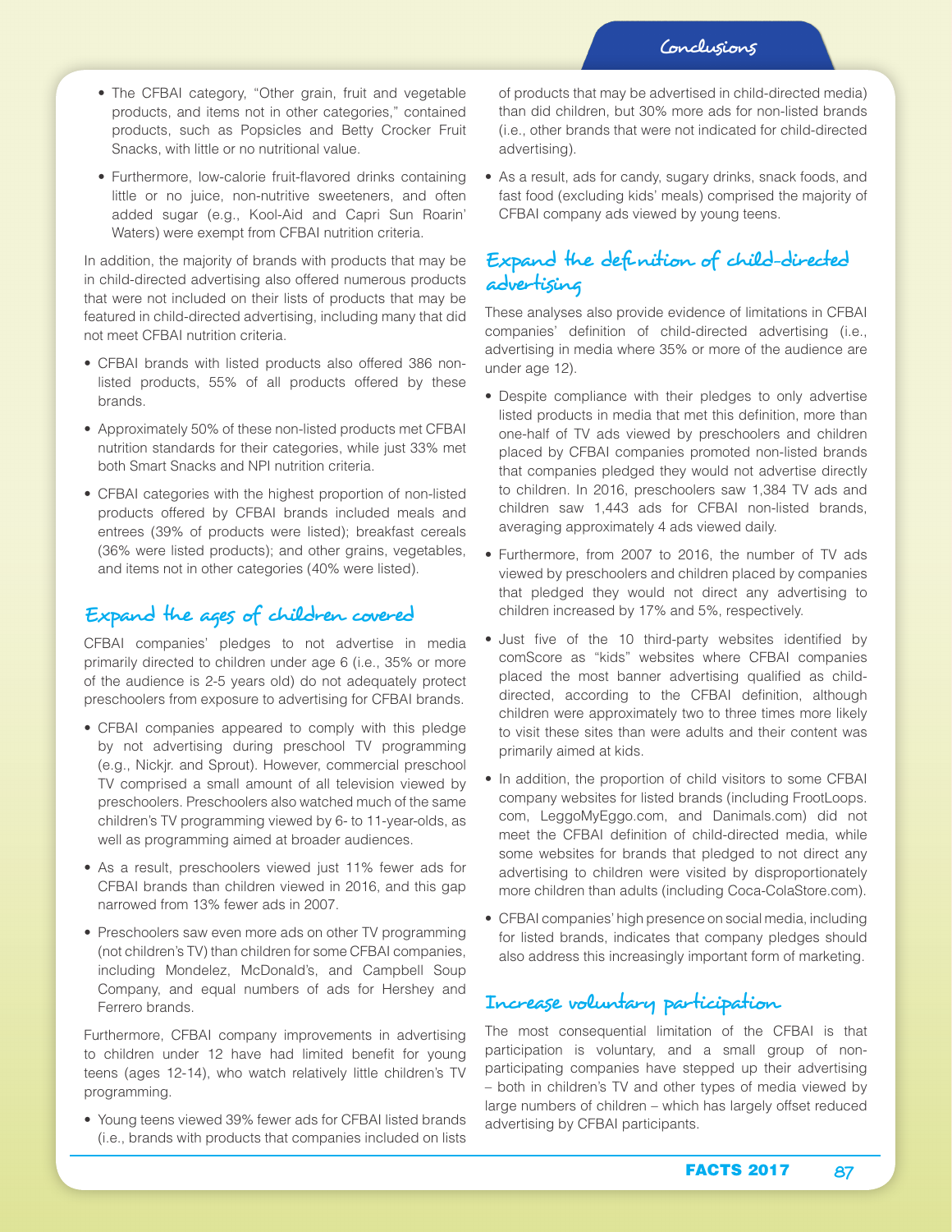- The CFBAI category, "Other grain, fruit and vegetable products, and items not in other categories," contained products, such as Popsicles and Betty Crocker Fruit Snacks, with little or no nutritional value.

- Furthermore, low-calorie fruit-flavored drinks containing little or no juice, non-nutritive sweeteners, and often added sugar (e.g., Kool-Aid and Capri Sun Roarin' Waters) were exempt from CFBAI nutrition criteria.

In addition, the majority of brands with products that may be in child-directed advertising also offered numerous products that were not included on their lists of products that may be featured in child-directed advertising, including many that did not meet CFBAI nutrition criteria.

- CFBAI brands with listed products also offered 386 non-listed products, 55% of all products offered by these brands.
- Approximately 50% of these non-listed products met CFBAI nutrition standards for their categories, while just 33% met both Smart Snacks and NPI nutrition criteria.
- CFBAI categories with the highest proportion of non-listed products offered by CFBAI brands included meals and entrees (39% of products were listed); breakfast cereals (36% were listed products); and other grains, vegetables, and items not in other categories (40% were listed).

## Expand the ages of children covered

CFBAI companies' pledges to not advertise in media primarily directed to children under age 6 (i.e., 35% or more of the audience is 2-5 years old) do not adequately protect preschoolers from exposure to advertising for CFBAI brands.

- CFBAI companies appeared to comply with this pledge by not advertising during preschool TV programming (e.g., Nickjr. and Sprout). However, commercial preschool TV comprised a small amount of all television viewed by preschoolers. Preschoolers also watched much of the same children's TV programming viewed by 6- to 11-year-olds, as well as programming aimed at broader audiences.
- As a result, preschoolers viewed just 11% fewer ads for CFBAI brands than children viewed in 2016, and this gap narrowed from 13% fewer ads in 2007.
- Preschoolers saw even more ads on other TV programming (not children's TV) than children for some CFBAI companies, including Mondelez, McDonald's, and Campbell Soup Company, and equal numbers of ads for Hershey and Ferrero brands.

Furthermore, CFBAI company improvements in advertising to children under 12 have had limited benefit for young teens (ages 12-14), who watch relatively little children's TV programming.

- Young teens viewed 39% fewer ads for CFBAI listed brands (i.e., brands with products that companies included on lists of products that may be advertised in child-directed media) than did children, but 30% more ads for non-listed brands (i.e., other brands that were not indicated for child-directed advertising).
- As a result, ads for candy, sugary drinks, snack foods, and fast food (excluding kids' meals) comprised the majority of CFBAI company ads viewed by young teens.

## Expand the definition of child-directed advertising

These analyses also provide evidence of limitations in CFBAI companies' definition of child-directed advertising (i.e., advertising in media where 35% or more of the audience are under age 12).

- Despite compliance with their pledges to only advertise listed products in media that met this definition, more than one-half of TV ads viewed by preschoolers and children placed by CFBAI companies promoted non-listed brands that companies pledged they would not advertise directly to children. In 2016, preschoolers saw 1,384 TV ads and children saw 1,443 ads for CFBAI non-listed brands, averaging approximately 4 ads viewed daily.
- Furthermore, from 2007 to 2016, the number of TV ads viewed by preschoolers and children placed by companies that pledged they would not direct any advertising to children increased by 17% and 5%, respectively.
- Just five of the 10 third-party websites identified by comScore as "kids" websites where CFBAI companies placed the most banner advertising qualified as child-directed, according to the CFBAI definition, although children were approximately two to three times more likely to visit these sites than were adults and their content was primarily aimed at kids.
- In addition, the proportion of child visitors to some CFBAI company websites for listed brands (including FrootLoops.com, LeggoMyEggo.com, and Danimals.com) did not meet the CFBAI definition of child-directed media, while some websites for brands that pledged to not direct any advertising to children were visited by disproportionately more children than adults (including Coca-ColaStore.com).
- CFBAI companies' high presence on social media, including for listed brands, indicates that company pledges should also address this increasingly important form of marketing.

## Increase voluntary participation

The most consequential limitation of the CFBAI is that participation is voluntary, and a small group of non-participating companies have stepped up their advertising – both in children's TV and other types of media viewed by large numbers of children – which has largely offset reduced advertising by CFBAI participants.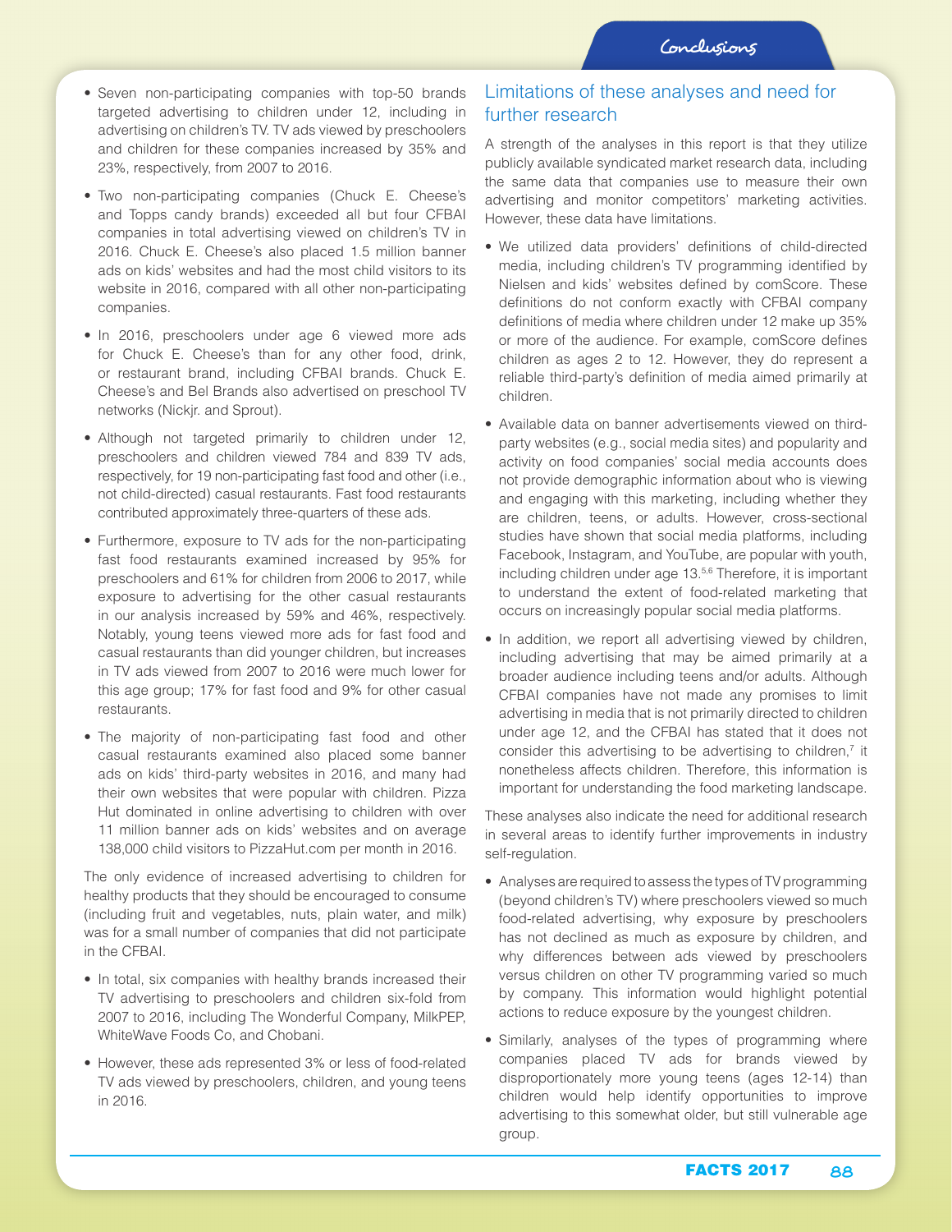- Seven non-participating companies with top-50 brands targeted advertising to children under 12, including in advertising on children's TV. TV ads viewed by preschoolers and children for these companies increased by 35% and 23%, respectively, from 2007 to 2016.
- Two non-participating companies (Chuck E. Cheese's and Topps candy brands) exceeded all but four CFBAI companies in total advertising viewed on children's TV in 2016. Chuck E. Cheese's also placed 1.5 million banner ads on kids' websites and had the most child visitors to its website in 2016, compared with all other non-participating companies.
- In 2016, preschoolers under age 6 viewed more ads for Chuck E. Cheese's than for any other food, drink, or restaurant brand, including CFBAI brands. Chuck E. Cheese's and Bel Brands also advertised on preschool TV networks (Nickjr. and Sprout).
- Although not targeted primarily to children under 12, preschoolers and children viewed 784 and 839 TV ads, respectively, for 19 non-participating fast food and other (i.e., not child-directed) casual restaurants. Fast food restaurants contributed approximately three-quarters of these ads.
- Furthermore, exposure to TV ads for the non-participating fast food restaurants examined increased by 95% for preschoolers and 61% for children from 2006 to 2017, while exposure to advertising for the other casual restaurants in our analysis increased by 59% and 46%, respectively. Notably, young teens viewed more ads for fast food and casual restaurants than did younger children, but increases in TV ads viewed from 2007 to 2016 were much lower for this age group; 17% for fast food and 9% for other casual restaurants.
- The majority of non-participating fast food and other casual restaurants examined also placed some banner ads on kids' third-party websites in 2016, and many had their own websites that were popular with children. Pizza Hut dominated in online advertising to children with over 11 million banner ads on kids' websites and on average 138,000 child visitors to PizzaHut.com per month in 2016.

The only evidence of increased advertising to children for healthy products that they should be encouraged to consume (including fruit and vegetables, nuts, plain water, and milk) was for a small number of companies that did not participate in the CFBAI.

- In total, six companies with healthy brands increased their TV advertising to preschoolers and children six-fold from 2007 to 2016, including The Wonderful Company, MilkPEP, WhiteWave Foods Co, and Chobani.
- However, these ads represented 3% or less of food-related TV ads viewed by preschoolers, children, and young teens in 2016.

## Limitations of these analyses and need for further research

A strength of the analyses in this report is that they utilize publicly available syndicated market research data, including the same data that companies use to measure their own advertising and monitor competitors' marketing activities. However, these data have limitations.

- We utilized data providers' definitions of child-directed media, including children's TV programming identified by Nielsen and kids' websites defined by comScore. These definitions do not conform exactly with CFBAI company definitions of media where children under 12 make up 35% or more of the audience. For example, comScore defines children as ages 2 to 12. However, they do represent a reliable third-party's definition of media aimed primarily at children.
- Available data on banner advertisements viewed on third-party websites (e.g., social media sites) and popularity and activity on food companies' social media accounts does not provide demographic information about who is viewing and engaging with this marketing, including whether they are children, teens, or adults. However, cross-sectional studies have shown that social media platforms, including Facebook, Instagram, and YouTube, are popular with youth, including children under age 13.[5,6] Therefore, it is important to understand the extent of food-related marketing that occurs on increasingly popular social media platforms.
- In addition, we report all advertising viewed by children, including advertising that may be aimed primarily at a broader audience including teens and/or adults. Although CFBAI companies have not made any promises to limit advertising in media that is not primarily directed to children under age 12, and the CFBAI has stated that it does not consider this advertising to be advertising to children,[7] it nonetheless affects children. Therefore, this information is important for understanding the food marketing landscape.

These analyses also indicate the need for additional research in several areas to identify further improvements in industry self-regulation.

- Analyses are required to assess the types of TV programming (beyond children's TV) where preschoolers viewed so much food-related advertising, why exposure by preschoolers has not declined as much as exposure by children, and why differences between ads viewed by preschoolers versus children on other TV programming varied so much by company. This information would highlight potential actions to reduce exposure by the youngest children.
- Similarly, analyses of the types of programming where companies placed TV ads for brands viewed by disproportionately more young teens (ages 12-14) than children would help identify opportunities to improve advertising to this somewhat older, but still vulnerable age group.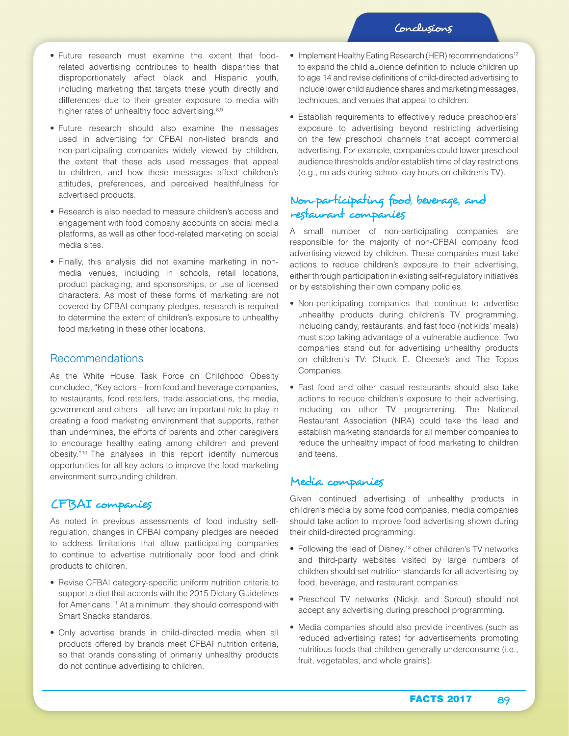- Future research must examine the extent that food-related advertising contributes to health disparities that disproportionately affect black and Hispanic youth, including marketing that targets these youth directly and differences due to their greater exposure to media with higher rates of unhealthy food advertising.[8,9]

- Future research should also examine the messages used in advertising for CFBAI non-listed brands and non-participating companies widely viewed by children, the extent that these ads used messages that appeal to children, and how these messages affect children's attitudes, preferences, and perceived healthfulness for advertised products.

- Research is also needed to measure children's access and engagement with food company accounts on social media platforms, as well as other food-related marketing on social media sites.

- Finally, this analysis did not examine marketing in non-media venues, including in schools, retail locations, product packaging, and sponsorships, or use of licensed characters. As most of these forms of marketing are not covered by CFBAI company pledges, research is required to determine the extent of children's exposure to unhealthy food marketing in these other locations.

## Recommendations

As the White House Task Force on Childhood Obesity concluded, "Key actors – from food and beverage companies, to restaurants, food retailers, trade associations, the media, government and others – all have an important role to play in creating a food marketing environment that supports, rather than undermines, the efforts of parents and other caregivers to encourage healthy eating among children and prevent obesity."[10] The analyses in this report identify numerous opportunities for all key actors to improve the food marketing environment surrounding children.

### CFBAI companies

As noted in previous assessments of food industry self-regulation, changes in CFBAI company pledges are needed to address limitations that allow participating companies to continue to advertise nutritionally poor food and drink products to children.

- Revise CFBAI category-specific uniform nutrition criteria to support a diet that accords with the 2015 Dietary Guidelines for Americans.[11] At a minimum, they should correspond with Smart Snacks standards.

- Only advertise brands in child-directed media when all products offered by brands meet CFBAI nutrition criteria, so that brands consisting of primarily unhealthy products do not continue advertising to children.

- Implement Healthy Eating Research (HER) recommendations[12] to expand the child audience definition to include children up to age 14 and revise definitions of child-directed advertising to include lower child audience shares and marketing messages, techniques, and venues that appeal to children.

- Establish requirements to effectively reduce preschoolers' exposure to advertising beyond restricting advertising on the few preschool channels that accept commercial advertising. For example, companies could lower preschool audience thresholds and/or establish time of day restrictions (e.g., no ads during school-day hours on children's TV).

### Non-participating food, beverage, and restaurant companies

A small number of non-participating companies are responsible for the majority of non-CFBAI company food advertising viewed by children. These companies must take actions to reduce children's exposure to their advertising, either through participation in existing self-regulatory initiatives or by establishing their own company policies.

- Non-participating companies that continue to advertise unhealthy products during children's TV programming, including candy, restaurants, and fast food (not kids' meals) must stop taking advantage of a vulnerable audience. Two companies stand out for advertising unhealthy products on children's TV: Chuck E. Cheese's and The Topps Companies.

- Fast food and other casual restaurants should also take actions to reduce children's exposure to their advertising, including on other TV programming. The National Restaurant Association (NRA) could take the lead and establish marketing standards for all member companies to reduce the unhealthy impact of food marketing to children and teens.

### Media companies

Given continued advertising of unhealthy products in children's media by some food companies, media companies should take action to improve food advertising shown during their child-directed programming.

- Following the lead of Disney,[13] other children's TV networks and third-party websites visited by large numbers of children should set nutrition standards for all advertising by food, beverage, and restaurant companies.

- Preschool TV networks (Nickjr. and Sprout) should not accept any advertising during preschool programming.

- Media companies should also provide incentives (such as reduced advertising rates) for advertisements promoting nutritious foods that children generally underconsume (i.e., fruit, vegetables, and whole grains).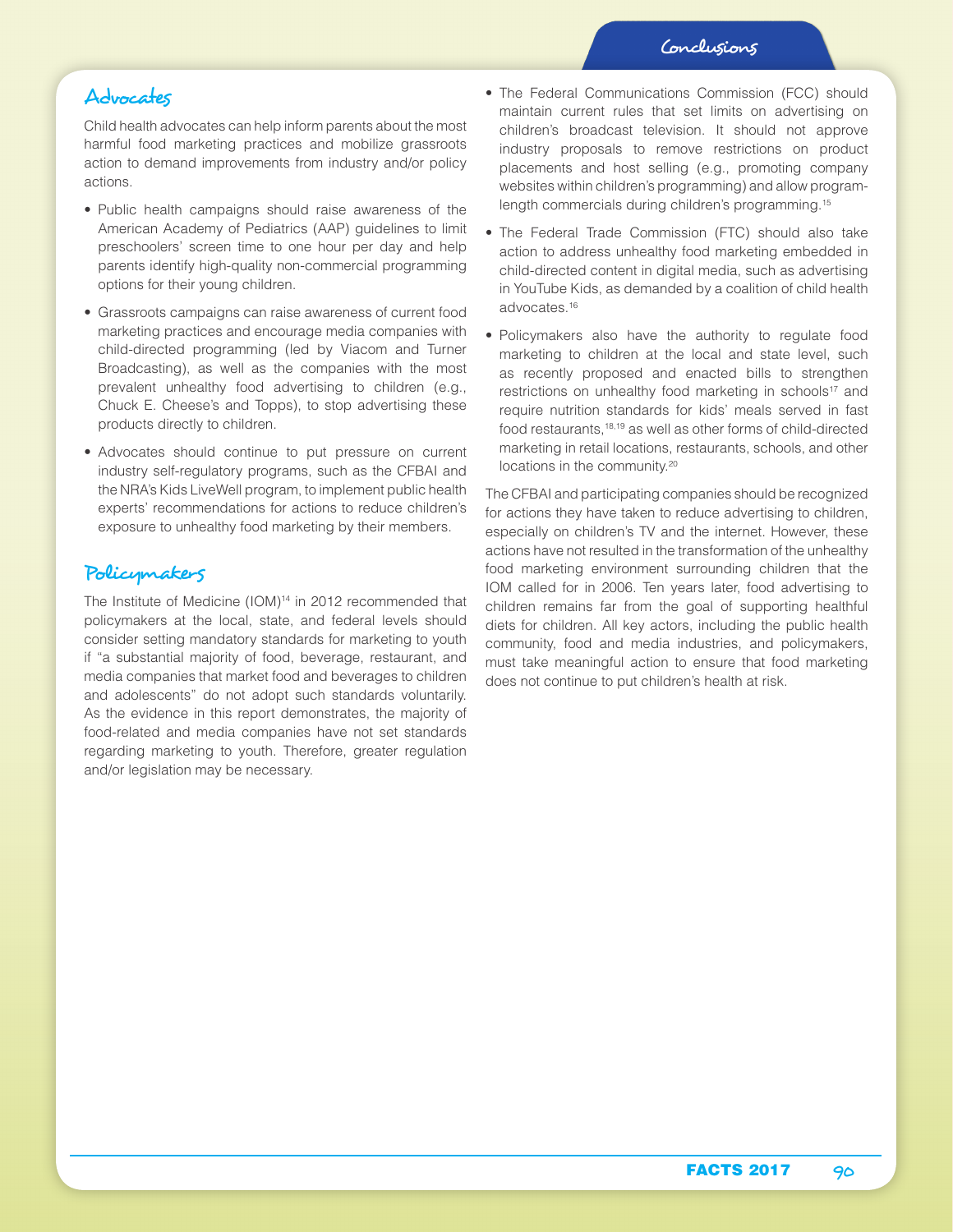## Advocates

Child health advocates can help inform parents about the most harmful food marketing practices and mobilize grassroots action to demand improvements from industry and/or policy actions.

- Public health campaigns should raise awareness of the American Academy of Pediatrics (AAP) guidelines to limit preschoolers' screen time to one hour per day and help parents identify high-quality non-commercial programming options for their young children.
- Grassroots campaigns can raise awareness of current food marketing practices and encourage media companies with child-directed programming (led by Viacom and Turner Broadcasting), as well as the companies with the most prevalent unhealthy food advertising to children (e.g., Chuck E. Cheese's and Topps), to stop advertising these products directly to children.
- Advocates should continue to put pressure on current industry self-regulatory programs, such as the CFBAI and the NRA's Kids LiveWell program, to implement public health experts' recommendations for actions to reduce children's exposure to unhealthy food marketing by their members.

## Policymakers

The Institute of Medicine (IOM)[14] in 2012 recommended that policymakers at the local, state, and federal levels should consider setting mandatory standards for marketing to youth if "a substantial majority of food, beverage, restaurant, and media companies that market food and beverages to children and adolescents" do not adopt such standards voluntarily. As the evidence in this report demonstrates, the majority of food-related and media companies have not set standards regarding marketing to youth. Therefore, greater regulation and/or legislation may be necessary.

- The Federal Communications Commission (FCC) should maintain current rules that set limits on advertising on children's broadcast television. It should not approve industry proposals to remove restrictions on product placements and host selling (e.g., promoting company websites within children's programming) and allow program-length commercials during children's programming.[15]
- The Federal Trade Commission (FTC) should also take action to address unhealthy food marketing embedded in child-directed content in digital media, such as advertising in YouTube Kids, as demanded by a coalition of child health advocates.[16]
- Policymakers also have the authority to regulate food marketing to children at the local and state level, such as recently proposed and enacted bills to strengthen restrictions on unhealthy food marketing in schools[17] and require nutrition standards for kids' meals served in fast food restaurants,[18,19] as well as other forms of child-directed marketing in retail locations, restaurants, schools, and other locations in the community.[20]

The CFBAI and participating companies should be recognized for actions they have taken to reduce advertising to children, especially on children's TV and the internet. However, these actions have not resulted in the transformation of the unhealthy food marketing environment surrounding children that the IOM called for in 2006. Ten years later, food advertising to children remains far from the goal of supporting healthful diets for children. All key actors, including the public health community, food and media industries, and policymakers, must take meaningful action to ensure that food marketing does not continue to put children's health at risk.